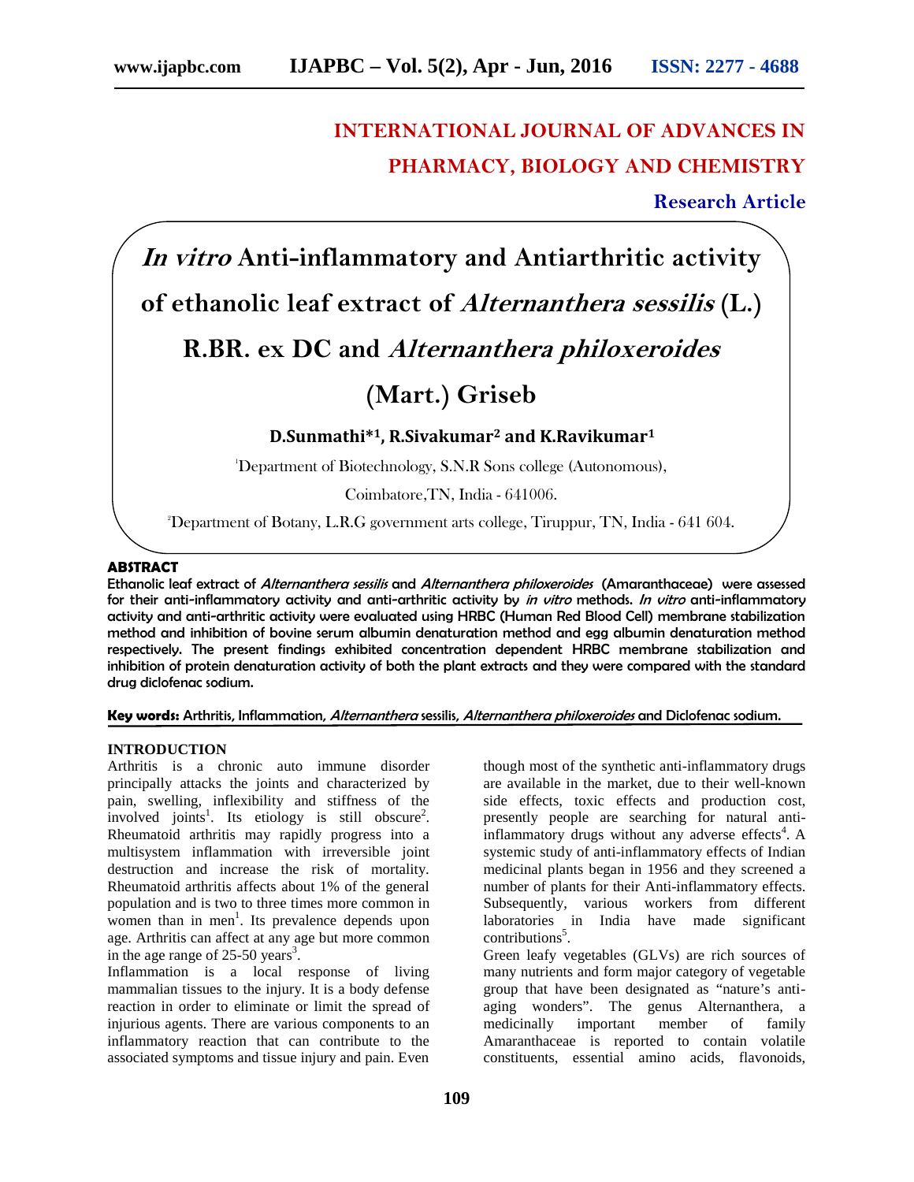INTERNATIONAL JOURNAL OF ADVANCES IN PHARMACY, BIOLOGY AND CHEMISTRY

**Research Article**

# *In vitro* Anti-inflammatory and Antiarthritic activity of ethanolic leaf extract of *Alternanthera sessilis* (L.) R.BR. ex DC and *Alternanthera philoxeroides* (Mart.) Griseb

**D.Sunmathi*[1], R.Sivakumar[2] and K.Ravikumar[1]**

[1]Department of Biotechnology, S.N.R Sons college (Autonomous), Coimbatore,TN, India - 641006.

[2]Department of Botany, L.R.G government arts college, Tiruppur, TN, India - 641 604.

## ABSTRACT

**Ethanolic leaf extract of *Alternanthera sessilis* and *Alternanthera philoxeroides* (Amaranthaceae) were assessed for their anti-inflammatory activity and anti-arthritic activity by *in vitro* methods. *In vitro* anti-inflammatory activity and anti-arthritic activity were evaluated using HRBC (Human Red Blood Cell) membrane stabilization method and inhibition of bovine serum albumin denaturation method and egg albumin denaturation method respectively. The present findings exhibited concentration dependent HRBC membrane stabilization and inhibition of protein denaturation activity of both the plant extracts and they were compared with the standard drug diclofenac sodium.**

**Key words:** Arthritis, Inflammation, *Alternanthera* sessilis, *Alternanthera philoxeroides* and Diclofenac sodium.

## INTRODUCTION

Arthritis is a chronic auto immune disorder principally attacks the joints and characterized by pain, swelling, inflexibility and stiffness of the involved joints[1]. Its etiology is still obscure[2]. Rheumatoid arthritis may rapidly progress into a multisystem inflammation with irreversible joint destruction and increase the risk of mortality. Rheumatoid arthritis affects about 1% of the general population and is two to three times more common in women than in men[1]. Its prevalence depends upon age. Arthritis can affect at any age but more common in the age range of 25-50 years[3].

Inflammation is a local response of living mammalian tissues to the injury. It is a body defense reaction in order to eliminate or limit the spread of injurious agents. There are various components to an inflammatory reaction that can contribute to the associated symptoms and tissue injury and pain. Even though most of the synthetic anti-inflammatory drugs are available in the market, due to their well-known side effects, toxic effects and production cost, presently people are searching for natural anti-inflammatory drugs without any adverse effects[4]. A systemic study of anti-inflammatory effects of Indian medicinal plants began in 1956 and they screened a number of plants for their Anti-inflammatory effects. Subsequently, various workers from different laboratories in India have made significant contributions[5].

Green leafy vegetables (GLVs) are rich sources of many nutrients and form major category of vegetable group that have been designated as "nature's anti-aging wonders". The genus Alternanthera, a medicinally important member of family Amaranthaceae is reported to contain volatile constituents, essential amino acids, flavonoids,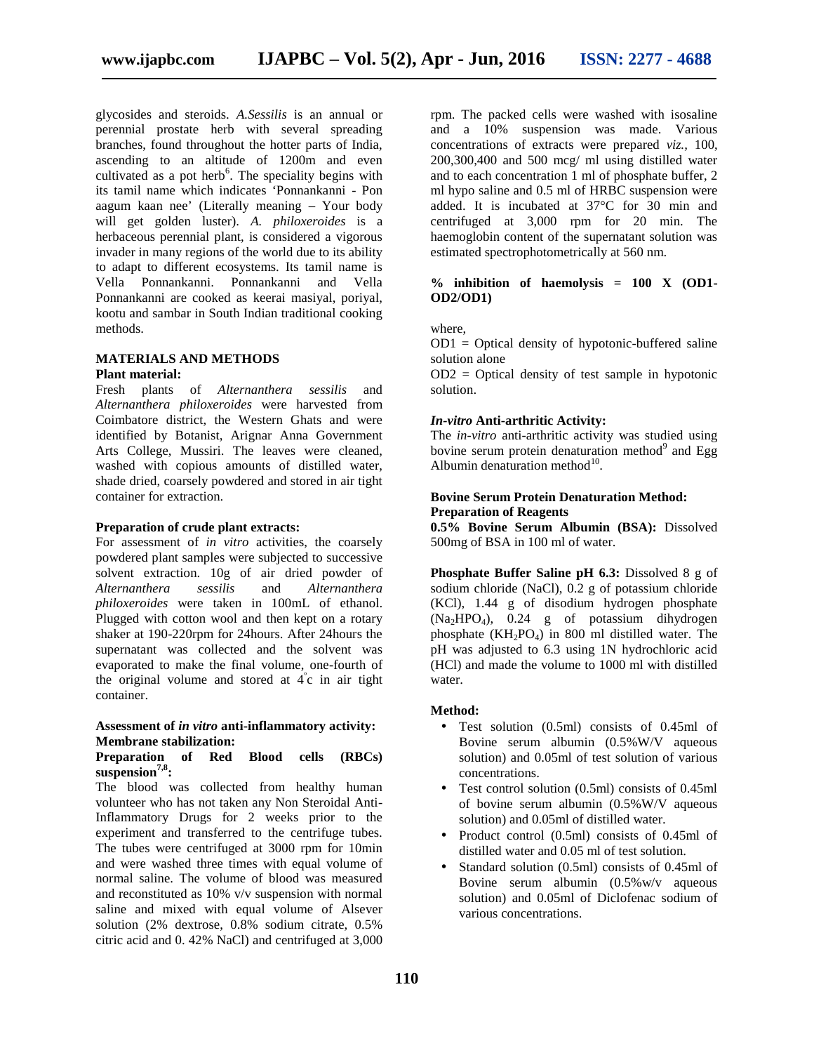glycosides and steroids. *A.Sessilis* is an annual or perennial prostate herb with several spreading branches, found throughout the hotter parts of India, ascending to an altitude of 1200m and even cultivated as a pot herb[6]. The speciality begins with its tamil name which indicates 'Ponnankanni - Pon aagum kaan nee' (Literally meaning – Your body will get golden luster). *A. philoxeroides* is a herbaceous perennial plant, is considered a vigorous invader in many regions of the world due to its ability to adapt to different ecosystems. Its tamil name is Vella Ponnankanni. Ponnankanni and Vella Ponnankanni are cooked as keerai masiyal, poriyal, kootu and sambar in South Indian traditional cooking methods.

## MATERIALS AND METHODS

### Plant material:

Fresh plants of *Alternanthera sessilis* and *Alternanthera philoxeroides* were harvested from Coimbatore district, the Western Ghats and were identified by Botanist, Arignar Anna Government Arts College, Mussiri. The leaves were cleaned, washed with copious amounts of distilled water, shade dried, coarsely powdered and stored in air tight container for extraction.

### Preparation of crude plant extracts:

For assessment of *in vitro* activities, the coarsely powdered plant samples were subjected to successive solvent extraction. 10g of air dried powder of *Alternanthera sessilis* and *Alternanthera philoxeroides* were taken in 100mL of ethanol. Plugged with cotton wool and then kept on a rotary shaker at 190-220rpm for 24hours. After 24hours the supernatant was collected and the solvent was evaporated to make the final volume, one-fourth of the original volume and stored at 4°c in air tight container.

### Assessment of *in vitro* anti-inflammatory activity:

#### Membrane stabilization:

#### Preparation of Red Blood cells (RBCs) suspension[7,8]:

The blood was collected from healthy human volunteer who has not taken any Non Steroidal Anti-Inflammatory Drugs for 2 weeks prior to the experiment and transferred to the centrifuge tubes. The tubes were centrifuged at 3000 rpm for 10min and were washed three times with equal volume of normal saline. The volume of blood was measured and reconstituted as 10% v/v suspension with normal saline and mixed with equal volume of Alsever solution (2% dextrose, 0.8% sodium citrate, 0.5% citric acid and 0. 42% NaCl) and centrifuged at 3,000 rpm. The packed cells were washed with isosaline and a 10% suspension was made. Various concentrations of extracts were prepared *viz.*, 100, 200,300,400 and 500 mcg/ ml using distilled water and to each concentration 1 ml of phosphate buffer, 2 ml hypo saline and 0.5 ml of HRBC suspension were added. It is incubated at 37°C for 30 min and centrifuged at 3,000 rpm for 20 min. The haemoglobin content of the supernatant solution was estimated spectrophotometrically at 560 nm.

**% inhibition of haemolysis = 100 X (OD1-OD2/OD1)**

where,

OD1 = Optical density of hypotonic-buffered saline solution alone

OD2 = Optical density of test sample in hypotonic solution.

### *In-vitro* Anti-arthritic Activity:

The *in-vitro* anti-arthritic activity was studied using bovine serum protein denaturation method[9] and Egg Albumin denaturation method[10].

### Bovine Serum Protein Denaturation Method:

#### Preparation of Reagents

**0.5% Bovine Serum Albumin (BSA):** Dissolved 500mg of BSA in 100 ml of water.

**Phosphate Buffer Saline pH 6.3:** Dissolved 8 g of sodium chloride (NaCl), 0.2 g of potassium chloride (KCl), 1.44 g of disodium hydrogen phosphate ($Na_2HPO_4$), 0.24 g of potassium dihydrogen phosphate ($KH_2PO_4$) in 800 ml distilled water. The pH was adjusted to 6.3 using 1N hydrochloric acid (HCl) and made the volume to 1000 ml with distilled water.

#### Method:

- Test solution (0.5ml) consists of 0.45ml of Bovine serum albumin (0.5%W/V aqueous solution) and 0.05ml of test solution of various concentrations.
- Test control solution (0.5ml) consists of 0.45ml of bovine serum albumin (0.5%W/V aqueous solution) and 0.05ml of distilled water.
- Product control (0.5ml) consists of 0.45ml of distilled water and 0.05 ml of test solution.
- Standard solution (0.5ml) consists of 0.45ml of Bovine serum albumin (0.5%w/v aqueous solution) and 0.05ml of Diclofenac sodium of various concentrations.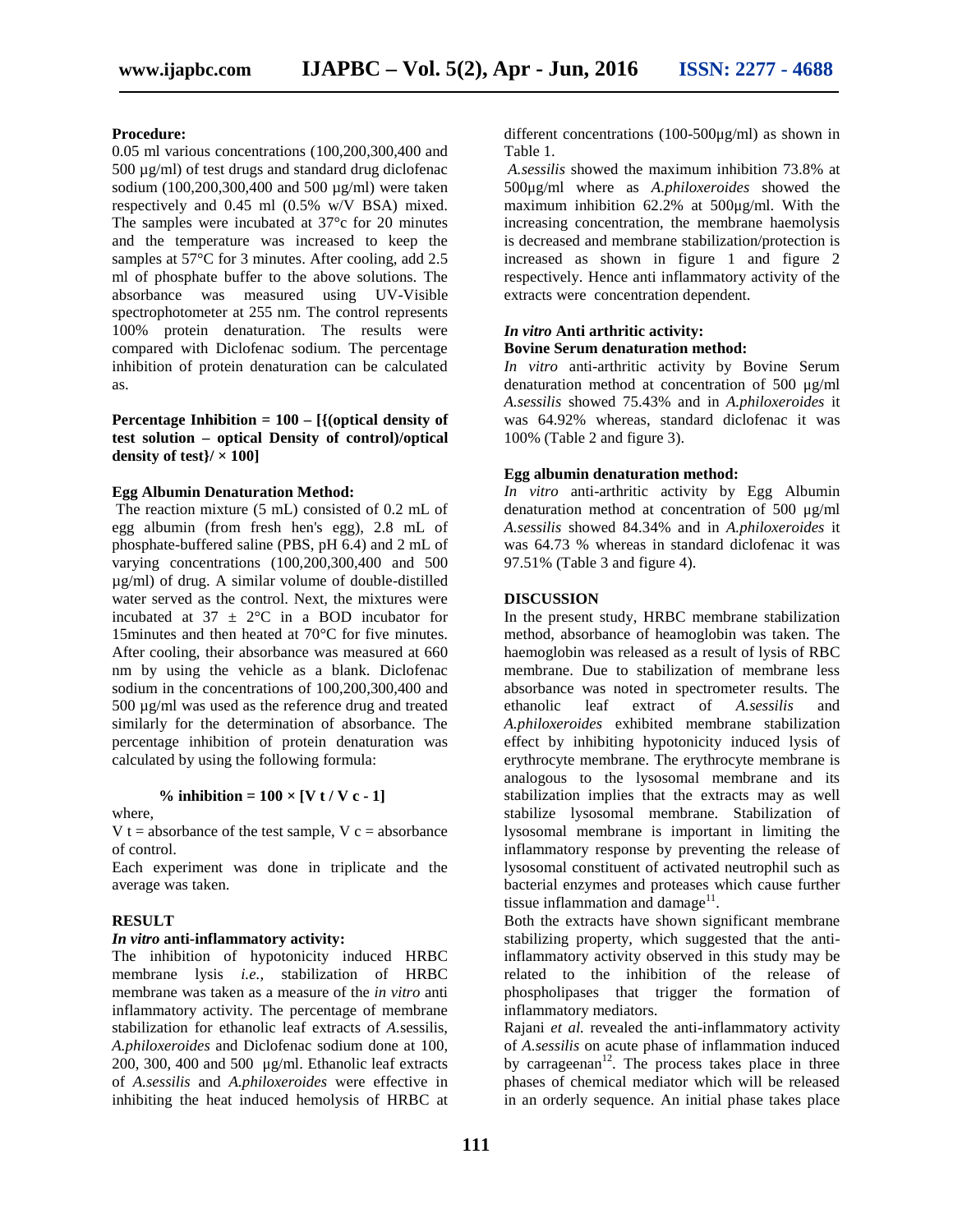**Procedure:**

0.05 ml various concentrations (100,200,300,400 and 500 µg/ml) of test drugs and standard drug diclofenac sodium (100,200,300,400 and 500 µg/ml) were taken respectively and 0.45 ml (0.5% w/V BSA) mixed. The samples were incubated at 37°c for 20 minutes and the temperature was increased to keep the samples at 57°C for 3 minutes. After cooling, add 2.5 ml of phosphate buffer to the above solutions. The absorbance was measured using UV-Visible spectrophotometer at 255 nm. The control represents 100% protein denaturation. The results were compared with Diclofenac sodium. The percentage inhibition of protein denaturation can be calculated as.

**Percentage Inhibition = 100 – [{(optical density of test solution – optical Density of control)/optical density of test}/ × 100]**

**Egg Albumin Denaturation Method:**

The reaction mixture (5 mL) consisted of 0.2 mL of egg albumin (from fresh hen's egg), 2.8 mL of phosphate-buffered saline (PBS, pH 6.4) and 2 mL of varying concentrations (100,200,300,400 and 500 µg/ml) of drug. A similar volume of double-distilled water served as the control. Next, the mixtures were incubated at 37 ± 2°C in a BOD incubator for 15minutes and then heated at 70°C for five minutes. After cooling, their absorbance was measured at 660 nm by using the vehicle as a blank. Diclofenac sodium in the concentrations of 100,200,300,400 and 500 µg/ml was used as the reference drug and treated similarly for the determination of absorbance. The percentage inhibition of protein denaturation was calculated by using the following formula:

**% inhibition = 100 × [V t / V c - 1]**

where,

V t = absorbance of the test sample, V c = absorbance of control.

Each experiment was done in triplicate and the average was taken.

## RESULT

### *In vitro* anti-inflammatory activity:

The inhibition of hypotonicity induced HRBC membrane lysis *i.e.,* stabilization of HRBC membrane was taken as a measure of the *in vitro* anti inflammatory activity. The percentage of membrane stabilization for ethanolic leaf extracts of *A.*sessilis, *A.philoxeroides* and Diclofenac sodium done at 100, 200, 300, 400 and 500 µg/ml. Ethanolic leaf extracts of *A.sessilis* and *A.philoxeroides* were effective in inhibiting the heat induced hemolysis of HRBC at different concentrations (100-500µg/ml) as shown in Table 1.

*A.sessilis* showed the maximum inhibition 73.8% at 500µg/ml where as *A.philoxeroides* showed the maximum inhibition 62.2% at 500µg/ml. With the increasing concentration, the membrane haemolysis is decreased and membrane stabilization/protection is increased as shown in figure 1 and figure 2 respectively. Hence anti inflammatory activity of the extracts were concentration dependent.

### *In vitro* Anti arthritic activity:

**Bovine Serum denaturation method:**

*In vitro* anti-arthritic activity by Bovine Serum denaturation method at concentration of 500 µg/ml *A.sessilis* showed 75.43% and in *A.philoxeroides* it was 64.92% whereas, standard diclofenac it was 100% (Table 2 and figure 3).

**Egg albumin denaturation method:**

*In vitro* anti-arthritic activity by Egg Albumin denaturation method at concentration of 500 µg/ml *A.sessilis* showed 84.34% and in *A.philoxeroides* it was 64.73 % whereas in standard diclofenac it was 97.51% (Table 3 and figure 4).

## DISCUSSION

In the present study, HRBC membrane stabilization method, absorbance of heamoglobin was taken. The haemoglobin was released as a result of lysis of RBC membrane. Due to stabilization of membrane less absorbance was noted in spectrometer results. The ethanolic leaf extract of *A.sessilis* and *A.philoxeroides* exhibited membrane stabilization effect by inhibiting hypotonicity induced lysis of erythrocyte membrane. The erythrocyte membrane is analogous to the lysosomal membrane and its stabilization implies that the extracts may as well stabilize lysosomal membrane. Stabilization of lysosomal membrane is important in limiting the inflammatory response by preventing the release of lysosomal constituent of activated neutrophil such as bacterial enzymes and proteases which cause further tissue inflammation and damage[11].

Both the extracts have shown significant membrane stabilizing property, which suggested that the anti-inflammatory activity observed in this study may be related to the inhibition of the release of phospholipases that trigger the formation of inflammatory mediators.

Rajani *et al.* revealed the anti-inflammatory activity of *A.sessilis* on acute phase of inflammation induced by carrageenan[12]. The process takes place in three phases of chemical mediator which will be released in an orderly sequence. An initial phase takes place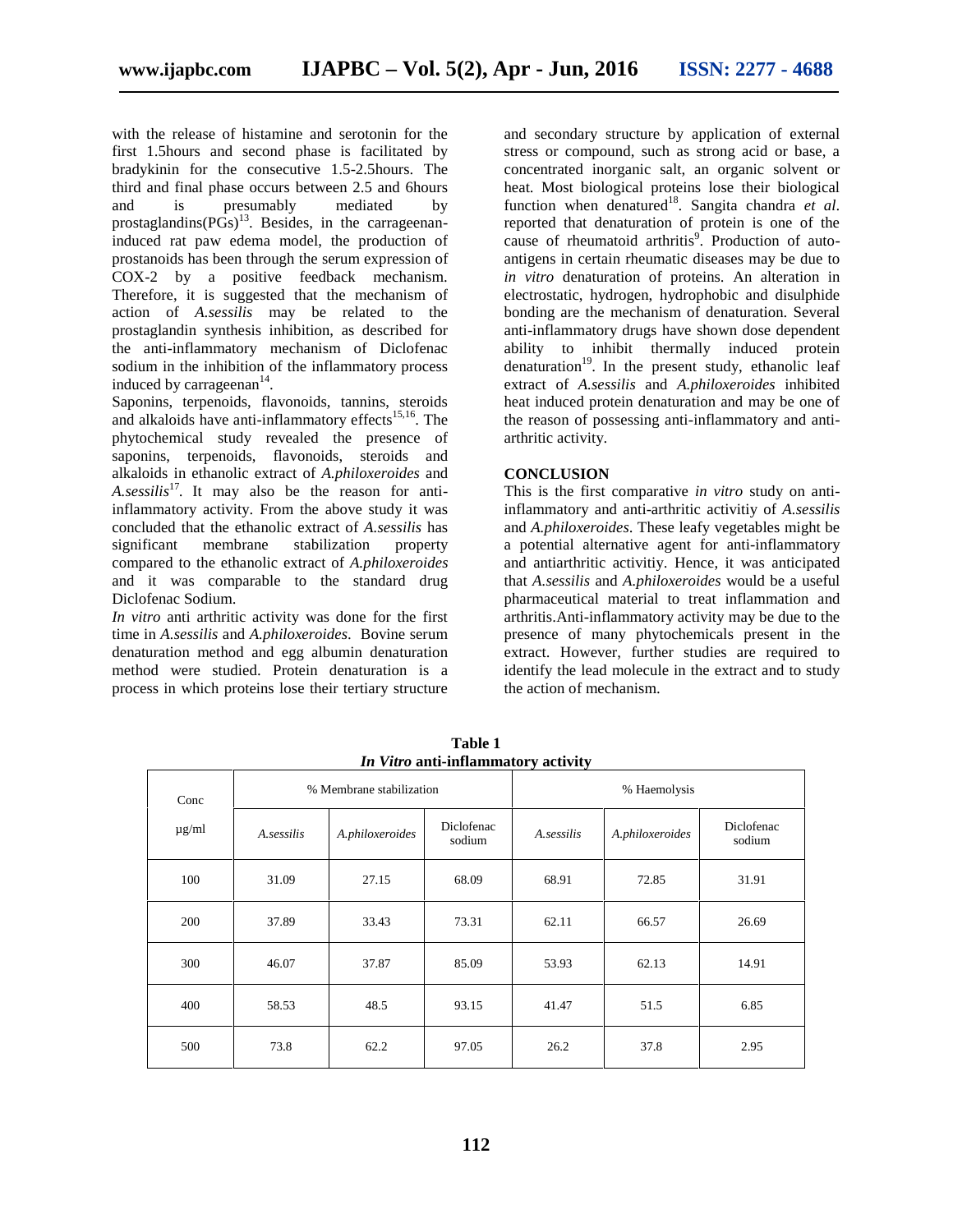with the release of histamine and serotonin for the first 1.5hours and second phase is facilitated by bradykinin for the consecutive 1.5-2.5hours. The third and final phase occurs between 2.5 and 6hours and is presumably mediated by prostaglandins(PGs)[13]. Besides, in the carrageenan-induced rat paw edema model, the production of prostanoids has been through the serum expression of COX-2 by a positive feedback mechanism. Therefore, it is suggested that the mechanism of action of *A.sessilis* may be related to the prostaglandin synthesis inhibition, as described for the anti-inflammatory mechanism of Diclofenac sodium in the inhibition of the inflammatory process induced by carrageenan[14].

Saponins, terpenoids, flavonoids, tannins, steroids and alkaloids have anti-inflammatory effects[15,16]. The phytochemical study revealed the presence of saponins, terpenoids, flavonoids, steroids and alkaloids in ethanolic extract of *A.philoxeroides* and *A.sessilis*[17]. It may also be the reason for anti-inflammatory activity. From the above study it was concluded that the ethanolic extract of *A.sessilis* has significant membrane stabilization property compared to the ethanolic extract of *A.philoxeroides* and it was comparable to the standard drug Diclofenac Sodium.

*In vitro* anti arthritic activity was done for the first time in *A.sessilis* and *A.philoxeroides*. Bovine serum denaturation method and egg albumin denaturation method were studied. Protein denaturation is a process in which proteins lose their tertiary structure and secondary structure by application of external stress or compound, such as strong acid or base, a concentrated inorganic salt, an organic solvent or heat. Most biological proteins lose their biological function when denatured[18]. Sangita chandra *et al*. reported that denaturation of protein is one of the cause of rheumatoid arthritis[9]. Production of auto-antigens in certain rheumatic diseases may be due to *in vitro* denaturation of proteins. An alteration in electrostatic, hydrogen, hydrophobic and disulphide bonding are the mechanism of denaturation. Several anti-inflammatory drugs have shown dose dependent ability to inhibit thermally induced protein denaturation[19]. In the present study, ethanolic leaf extract of *A.sessilis* and *A.philoxeroides* inhibited heat induced protein denaturation and may be one of the reason of possessing anti-inflammatory and anti-arthritic activity.

## CONCLUSION

This is the first comparative *in vitro* study on anti-inflammatory and anti-arthritic activitiy of *A.sessilis* and *A.philoxeroides*. These leafy vegetables might be a potential alternative agent for anti-inflammatory and antiarthritic activitiy. Hence, it was anticipated that *A.sessilis* and *A.philoxeroides* would be a useful pharmaceutical material to treat inflammation and arthritis.Anti-inflammatory activity may be due to the presence of many phytochemicals present in the extract. However, further studies are required to identify the lead molecule in the extract and to study the action of mechanism.

**Table 1**
***In Vitro* anti-inflammatory activity**

| Conc | % Membrane stabilization | | | % Haemolysis | | |
|---|---|---|---|---|---|---|
| µg/ml | *A.sessilis* | *A.philoxeroides* | Diclofenac sodium | *A.sessilis* | *A.philoxeroides* | Diclofenac sodium |
| 100 | 31.09 | 27.15 | 68.09 | 68.91 | 72.85 | 31.91 |
| 200 | 37.89 | 33.43 | 73.31 | 62.11 | 66.57 | 26.69 |
| 300 | 46.07 | 37.87 | 85.09 | 53.93 | 62.13 | 14.91 |
| 400 | 58.53 | 48.5 | 93.15 | 41.47 | 51.5 | 6.85 |
| 500 | 73.8 | 62.2 | 97.05 | 26.2 | 37.8 | 2.95 |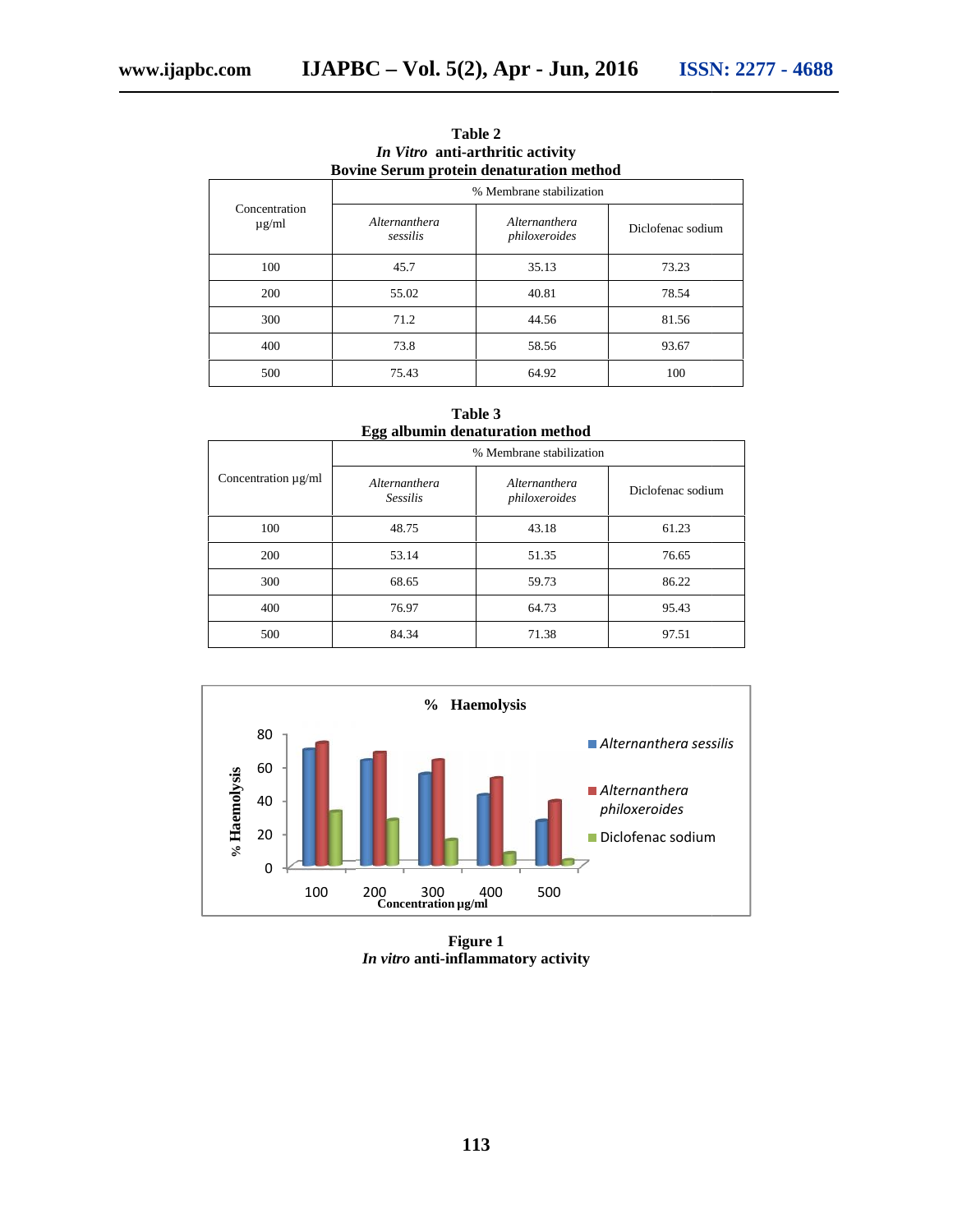**Table 2**
***In Vitro* anti-arthritic activity**
**Bovine Serum protein denaturation method**

| Concentration µg/ml | % Membrane stabilization | | |
|---|---|---|---|
| | *Alternanthera sessilis* | *Alternanthera philoxeroides* | Diclofenac sodium |
| 100 | 45.7 | 35.13 | 73.23 |
| 200 | 55.02 | 40.81 | 78.54 |
| 300 | 71.2 | 44.56 | 81.56 |
| 400 | 73.8 | 58.56 | 93.67 |
| 500 | 75.43 | 64.92 | 100 |

**Table 3**
**Egg albumin denaturation method**

| Concentration µg/ml | % Membrane stabilization | | |
|---|---|---|---|
| | *Alternanthera Sessilis* | *Alternanthera philoxeroides* | Diclofenac sodium |
| 100 | 48.75 | 43.18 | 61.23 |
| 200 | 53.14 | 51.35 | 76.65 |
| 300 | 68.65 | 59.73 | 86.22 |
| 400 | 76.97 | 64.73 | 95.43 |
| 500 | 84.34 | 71.38 | 97.51 |

**Figure 1**
***In vitro* anti-inflammatory activity**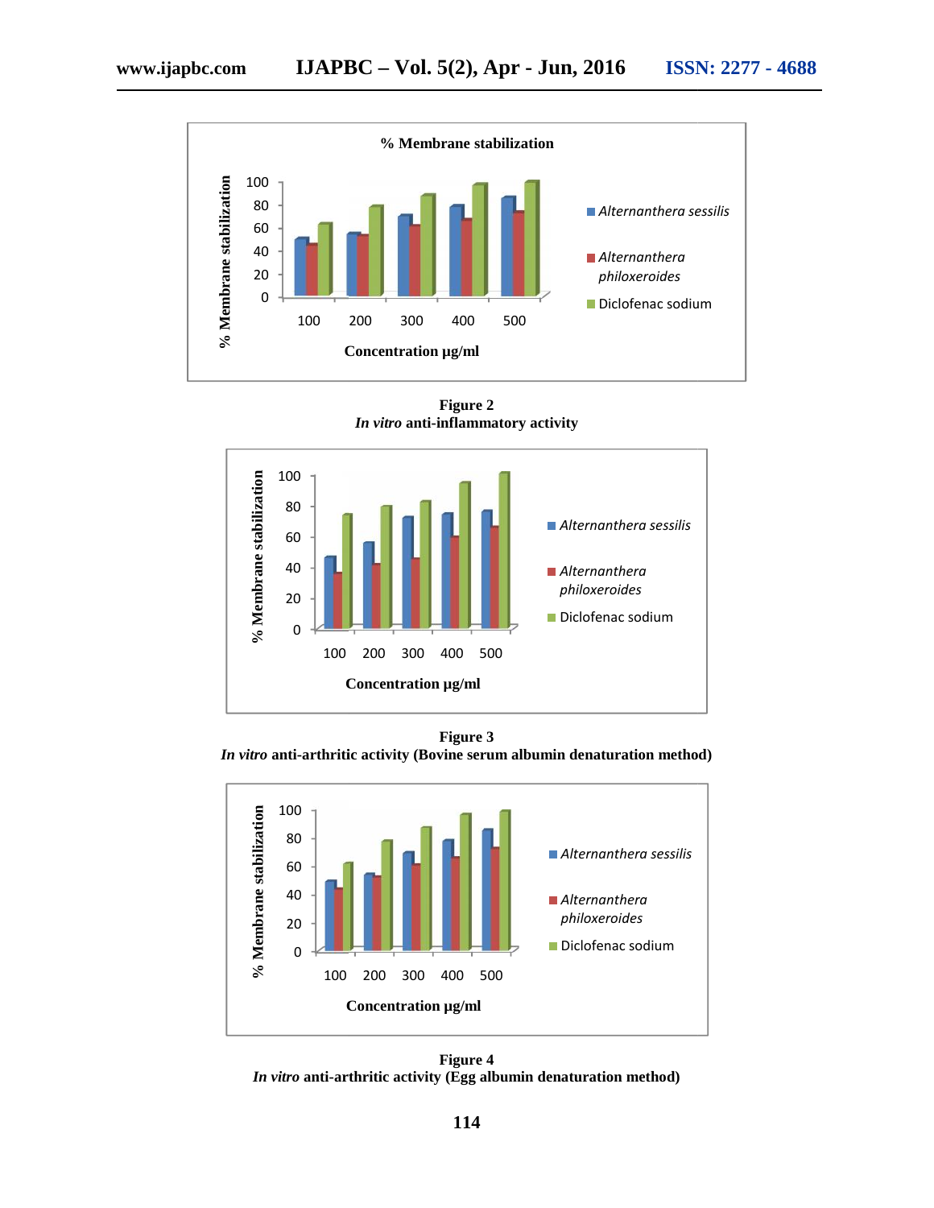**Figure 2**
*In vitro* **anti-inflammatory activity**

**Figure 3**
*In vitro* **anti-arthritic activity (Bovine serum albumin denaturation method)**

**Figure 4**
*In vitro* **anti-arthritic activity (Egg albumin denaturation method)**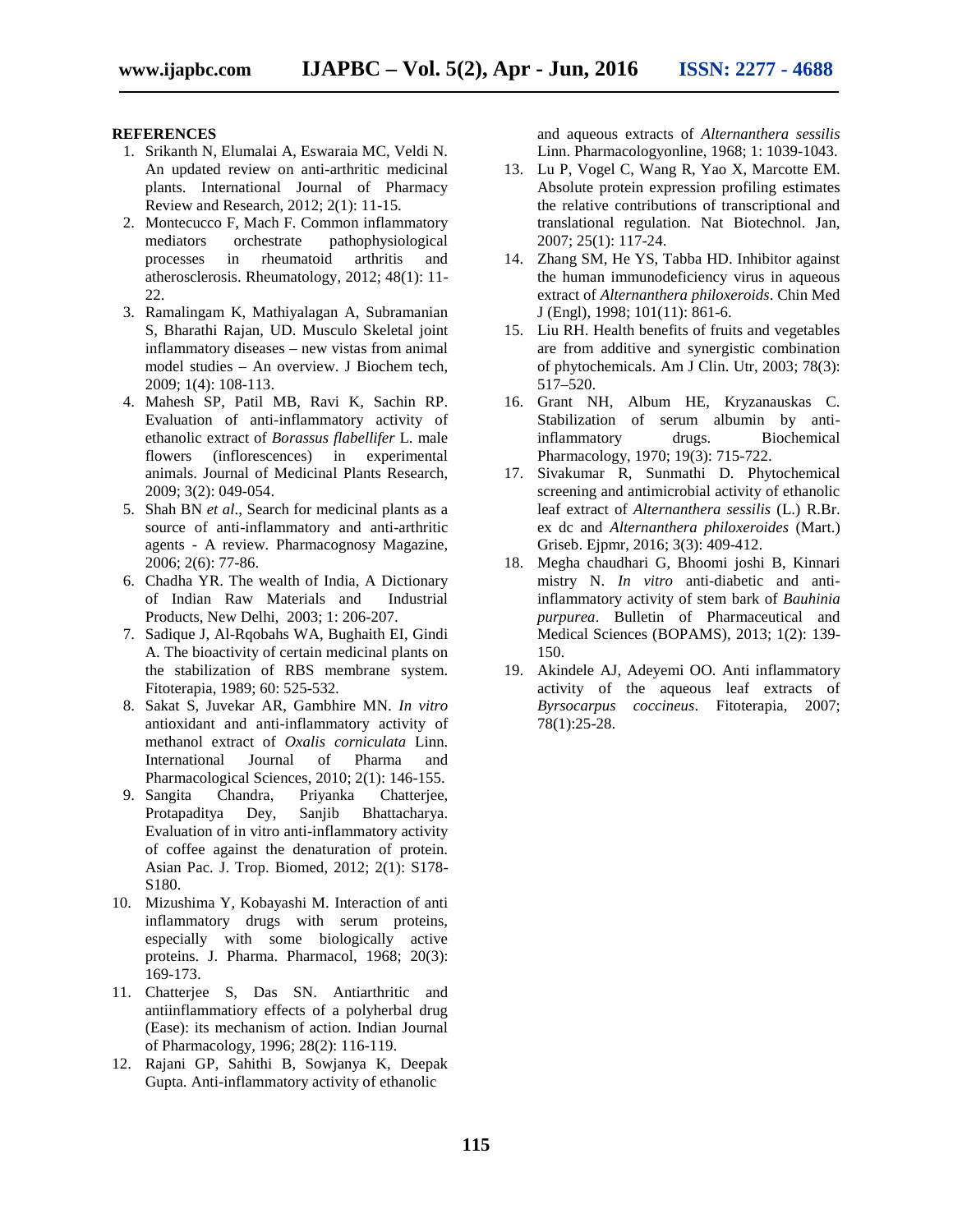## REFERENCES

1. Srikanth N, Elumalai A, Eswaraia MC, Veldi N. An updated review on anti-arthritic medicinal plants. International Journal of Pharmacy Review and Research, 2012; 2(1): 11-15.
2. Montecucco F, Mach F. Common inflammatory mediators orchestrate pathophysiological processes in rheumatoid arthritis and atherosclerosis. Rheumatology, 2012; 48(1): 11-22.
3. Ramalingam K, Mathiyalagan A, Subramanian S, Bharathi Rajan, UD. Musculo Skeletal joint inflammatory diseases – new vistas from animal model studies – An overview. J Biochem tech, 2009; 1(4): 108-113.
4. Mahesh SP, Patil MB, Ravi K, Sachin RP. Evaluation of anti-inflammatory activity of ethanolic extract of *Borassus flabellifer* L. male flowers (inflorescences) in experimental animals. Journal of Medicinal Plants Research, 2009; 3(2): 049-054.
5. Shah BN *et al*., Search for medicinal plants as a source of anti-inflammatory and anti-arthritic agents - A review. Pharmacognosy Magazine, 2006; 2(6): 77-86.
6. Chadha YR. The wealth of India, A Dictionary of Indian Raw Materials and Industrial Products, New Delhi, 2003; 1: 206-207.
7. Sadique J, Al-Rqobahs WA, Bughaith EI, Gindi A. The bioactivity of certain medicinal plants on the stabilization of RBS membrane system. Fitoterapia, 1989; 60: 525-532.
8. Sakat S, Juvekar AR, Gambhire MN. *In vitro* antioxidant and anti-inflammatory activity of methanol extract of *Oxalis corniculata* Linn. International Journal of Pharma and Pharmacological Sciences, 2010; 2(1): 146-155.
9. Sangita Chandra, Priyanka Chatterjee, Protapaditya Dey, Sanjib Bhattacharya. Evaluation of in vitro anti-inflammatory activity of coffee against the denaturation of protein. Asian Pac. J. Trop. Biomed, 2012; 2(1): S178-S180.
10. Mizushima Y, Kobayashi M. Interaction of anti inflammatory drugs with serum proteins, especially with some biologically active proteins. J. Pharma. Pharmacol, 1968; 20(3): 169-173.
11. Chatterjee S, Das SN. Antiarthritic and antiinflammatiory effects of a polyherbal drug (Ease): its mechanism of action. Indian Journal of Pharmacology, 1996; 28(2): 116-119.
12. Rajani GP, Sahithi B, Sowjanya K, Deepak Gupta. Anti-inflammatory activity of ethanolic and aqueous extracts of *Alternanthera sessilis* Linn. Pharmacologyonline, 1968; 1: 1039-1043.
13. Lu P, Vogel C, Wang R, Yao X, Marcotte EM. Absolute protein expression profiling estimates the relative contributions of transcriptional and translational regulation. Nat Biotechnol. Jan, 2007; 25(1): 117-24.
14. Zhang SM, He YS, Tabba HD. Inhibitor against the human immunodeficiency virus in aqueous extract of *Alternanthera philoxeroids*. Chin Med J (Engl), 1998; 101(11): 861-6.
15. Liu RH. Health benefits of fruits and vegetables are from additive and synergistic combination of phytochemicals. Am J Clin. Utr, 2003; 78(3): 517–520.
16. Grant NH, Album HE, Kryzanauskas C. Stabilization of serum albumin by anti-inflammatory drugs. Biochemical Pharmacology, 1970; 19(3): 715-722.
17. Sivakumar R, Sunmathi D. Phytochemical screening and antimicrobial activity of ethanolic leaf extract of *Alternanthera sessilis* (L.) R.Br. ex dc and *Alternanthera philoxeroides* (Mart.) Griseb. Ejpmr, 2016; 3(3): 409-412.
18. Megha chaudhari G, Bhoomi joshi B, Kinnari mistry N. *In vitro* anti-diabetic and anti-inflammatory activity of stem bark of *Bauhinia purpurea*. Bulletin of Pharmaceutical and Medical Sciences (BOPAMS), 2013; 1(2): 139-150.
19. Akindele AJ, Adeyemi OO. Anti inflammatory activity of the aqueous leaf extracts of *Byrsocarpus coccineus*. Fitoterapia, 2007; 78(1):25-28.